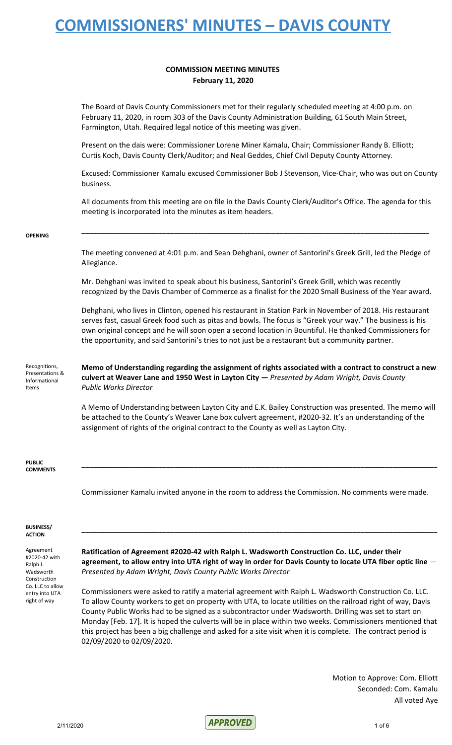# COMMISSIONERS' MINUTES – DAVIS COUNTY

**COMMISSION MEETING MINUTES**
**February 11, 2020**

The Board of Davis County Commissioners met for their regularly scheduled meeting at 4:00 p.m. on February 11, 2020, in room 303 of the Davis County Administration Building, 61 South Main Street, Farmington, Utah. Required legal notice of this meeting was given.

Present on the dais were: Commissioner Lorene Miner Kamalu, Chair; Commissioner Randy B. Elliott; Curtis Koch, Davis County Clerk/Auditor; and Neal Geddes, Chief Civil Deputy County Attorney.

Excused: Commissioner Kamalu excused Commissioner Bob J Stevenson, Vice-Chair, who was out on County business.

All documents from this meeting are on file in the Davis County Clerk/Auditor's Office. The agenda for this meeting is incorporated into the minutes as item headers.

**OPENING**

---

The meeting convened at 4:01 p.m. and Sean Dehghani, owner of Santorini's Greek Grill, led the Pledge of Allegiance.

Mr. Dehghani was invited to speak about his business, Santorini's Greek Grill, which was recently recognized by the Davis Chamber of Commerce as a finalist for the 2020 Small Business of the Year award.

Dehghani, who lives in Clinton, opened his restaurant in Station Park in November of 2018. His restaurant serves fast, casual Greek food such as pitas and bowls. The focus is "Greek your way." The business is his own original concept and he will soon open a second location in Bountiful. He thanked Commissioners for the opportunity, and said Santorini's tries to not just be a restaurant but a community partner.

Recognitions, Presentations & Informational Items

**Memo of Understanding regarding the assignment of rights associated with a contract to construct a new culvert at Weaver Lane and 1950 West in Layton City —** *Presented by Adam Wright, Davis County Public Works Director*

A Memo of Understanding between Layton City and E.K. Bailey Construction was presented. The memo will be attached to the County's Weaver Lane box culvert agreement, #2020-32. It's an understanding of the assignment of rights of the original contract to the County as well as Layton City.

**PUBLIC COMMENTS**

---

Commissioner Kamalu invited anyone in the room to address the Commission. No comments were made.

**BUSINESS/ ACTION**

---

Agreement #2020-42 with Ralph L. Wadsworth Construction Co. LLC to allow entry into UTA right of way

**Ratification of Agreement #2020-42 with Ralph L. Wadsworth Construction Co. LLC, under their agreement, to allow entry into UTA right of way in order for Davis County to locate UTA fiber optic line** — *Presented by Adam Wright, Davis County Public Works Director*

Commissioners were asked to ratify a material agreement with Ralph L. Wadsworth Construction Co. LLC. To allow County workers to get on property with UTA, to locate utilities on the railroad right of way, Davis County Public Works had to be signed as a subcontractor under Wadsworth. Drilling was set to start on Monday [Feb. 17]. It is hoped the culverts will be in place within two weeks. Commissioners mentioned that this project has been a big challenge and asked for a site visit when it is complete. The contract period is 02/09/2020 to 02/09/2020.

Motion to Approve: Com. Elliott
Seconded: Com. Kamalu
All voted Aye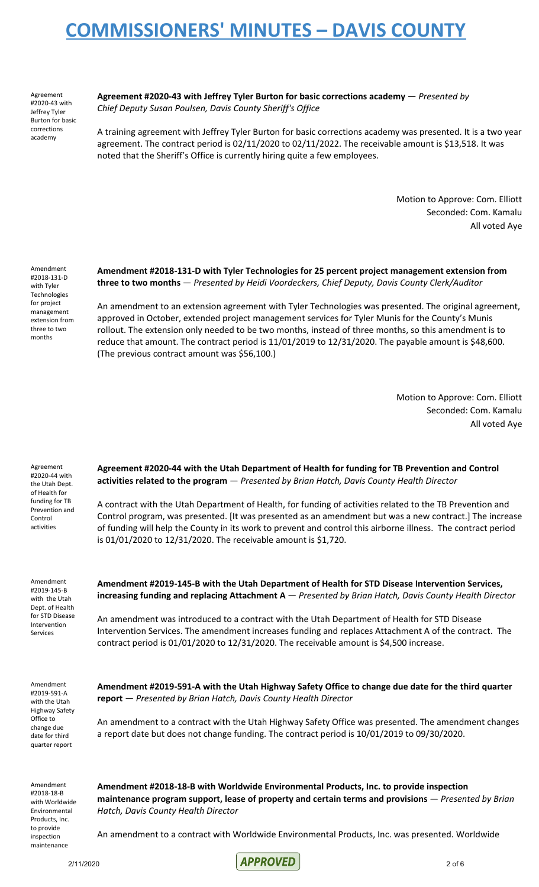Agreement #2020-43 with Jeffrey Tyler Burton for basic corrections academy

**Agreement #2020-43 with Jeffrey Tyler Burton for basic corrections academy** — *Presented by Chief Deputy Susan Poulsen, Davis County Sheriff's Office*

A training agreement with Jeffrey Tyler Burton for basic corrections academy was presented. It is a two year agreement. The contract period is 02/11/2020 to 02/11/2022. The receivable amount is $13,518. It was noted that the Sheriff's Office is currently hiring quite a few employees.

Motion to Approve: Com. Elliott
Seconded: Com. Kamalu
All voted Aye

Amendment #2018-131-D with Tyler Technologies for project management extension from three to two months

**Amendment #2018-131-D with Tyler Technologies for 25 percent project management extension from three to two months** — *Presented by Heidi Voordeckers, Chief Deputy, Davis County Clerk/Auditor*

An amendment to an extension agreement with Tyler Technologies was presented. The original agreement, approved in October, extended project management services for Tyler Munis for the County's Munis rollout. The extension only needed to be two months, instead of three months, so this amendment is to reduce that amount. The contract period is 11/01/2019 to 12/31/2020. The payable amount is $48,600. (The previous contract amount was $56,100.)

Motion to Approve: Com. Elliott
Seconded: Com. Kamalu
All voted Aye

Agreement #2020-44 with the Utah Dept. of Health for funding for TB Prevention and Control activities

**Agreement #2020-44 with the Utah Department of Health for funding for TB Prevention and Control activities related to the program** — *Presented by Brian Hatch, Davis County Health Director*

A contract with the Utah Department of Health, for funding of activities related to the TB Prevention and Control program, was presented. [It was presented as an amendment but was a new contract.] The increase of funding will help the County in its work to prevent and control this airborne illness. The contract period is 01/01/2020 to 12/31/2020. The receivable amount is $1,720.

Amendment #2019-145-B with the Utah Dept. of Health for STD Disease Intervention Services

**Amendment #2019-145-B with the Utah Department of Health for STD Disease Intervention Services, increasing funding and replacing Attachment A** — *Presented by Brian Hatch, Davis County Health Director*

An amendment was introduced to a contract with the Utah Department of Health for STD Disease Intervention Services. The amendment increases funding and replaces Attachment A of the contract. The contract period is 01/01/2020 to 12/31/2020. The receivable amount is $4,500 increase.

Amendment #2019-591-A with the Utah Highway Safety Office to change due date for third quarter report

**Amendment #2019-591-A with the Utah Highway Safety Office to change due date for the third quarter report** — *Presented by Brian Hatch, Davis County Health Director*

An amendment to a contract with the Utah Highway Safety Office was presented. The amendment changes a report date but does not change funding. The contract period is 10/01/2019 to 09/30/2020.

Amendment #2018-18-B with Worldwide Environmental Products, Inc. to provide inspection maintenance

**Amendment #2018-18-B with Worldwide Environmental Products, Inc. to provide inspection maintenance program support, lease of property and certain terms and provisions** — *Presented by Brian Hatch, Davis County Health Director*

An amendment to a contract with Worldwide Environmental Products, Inc. was presented. Worldwide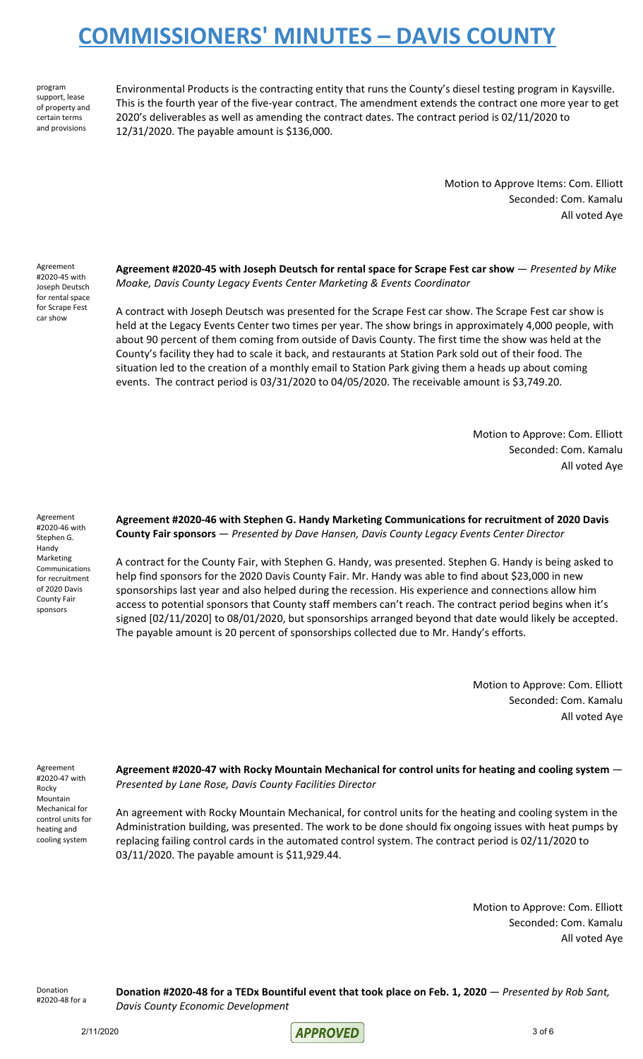program support, lease of property and certain terms and provisions

Environmental Products is the contracting entity that runs the County's diesel testing program in Kaysville. This is the fourth year of the five-year contract. The amendment extends the contract one more year to get 2020's deliverables as well as amending the contract dates. The contract period is 02/11/2020 to 12/31/2020. The payable amount is $136,000.

Motion to Approve Items: Com. Elliott
Seconded: Com. Kamalu
All voted Aye

Agreement #2020-45 with Joseph Deutsch for rental space for Scrape Fest car show

**Agreement #2020-45 with Joseph Deutsch for rental space for Scrape Fest car show** — *Presented by Mike Moake, Davis County Legacy Events Center Marketing & Events Coordinator*

A contract with Joseph Deutsch was presented for the Scrape Fest car show. The Scrape Fest car show is held at the Legacy Events Center two times per year. The show brings in approximately 4,000 people, with about 90 percent of them coming from outside of Davis County. The first time the show was held at the County's facility they had to scale it back, and restaurants at Station Park sold out of their food. The situation led to the creation of a monthly email to Station Park giving them a heads up about coming events. The contract period is 03/31/2020 to 04/05/2020. The receivable amount is $3,749.20.

Motion to Approve: Com. Elliott
Seconded: Com. Kamalu
All voted Aye

Agreement #2020-46 with Stephen G. Handy Marketing Communications for recruitment of 2020 Davis County Fair sponsors

**Agreement #2020-46 with Stephen G. Handy Marketing Communications for recruitment of 2020 Davis County Fair sponsors** — *Presented by Dave Hansen, Davis County Legacy Events Center Director*

A contract for the County Fair, with Stephen G. Handy, was presented. Stephen G. Handy is being asked to help find sponsors for the 2020 Davis County Fair. Mr. Handy was able to find about $23,000 in new sponsorships last year and also helped during the recession. His experience and connections allow him access to potential sponsors that County staff members can't reach. The contract period begins when it's signed [02/11/2020] to 08/01/2020, but sponsorships arranged beyond that date would likely be accepted. The payable amount is 20 percent of sponsorships collected due to Mr. Handy's efforts.

Motion to Approve: Com. Elliott
Seconded: Com. Kamalu
All voted Aye

Agreement #2020-47 with Rocky Mountain Mechanical for control units for heating and cooling system

**Agreement #2020-47 with Rocky Mountain Mechanical for control units for heating and cooling system** — *Presented by Lane Rose, Davis County Facilities Director*

An agreement with Rocky Mountain Mechanical, for control units for the heating and cooling system in the Administration building, was presented. The work to be done should fix ongoing issues with heat pumps by replacing failing control cards in the automated control system. The contract period is 02/11/2020 to 03/11/2020. The payable amount is $11,929.44.

Motion to Approve: Com. Elliott
Seconded: Com. Kamalu
All voted Aye

Donation #2020-48 for a

**Donation #2020-48 for a TEDx Bountiful event that took place on Feb. 1, 2020** — *Presented by Rob Sant, Davis County Economic Development*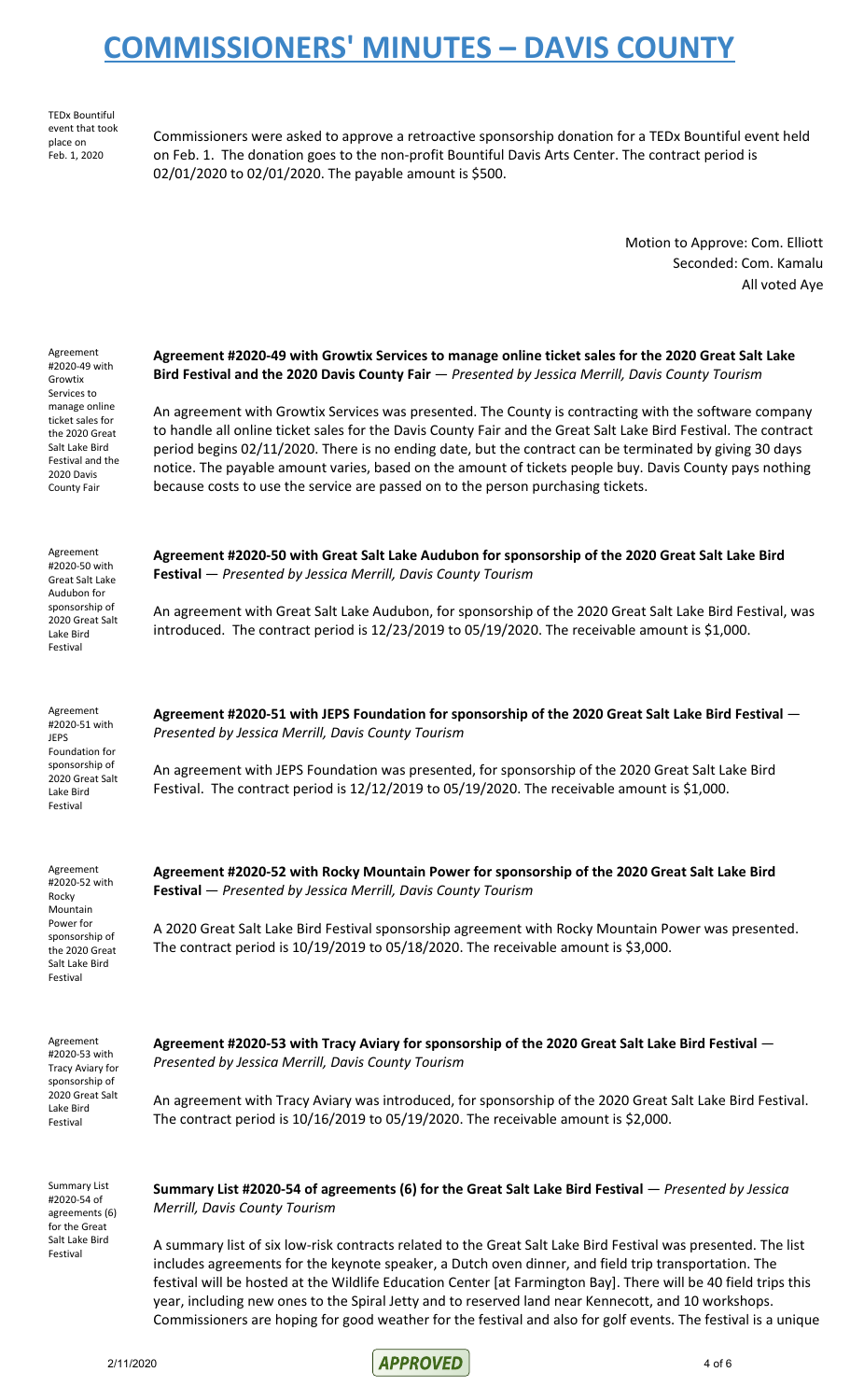TEDx Bountiful event that took place on Feb. 1, 2020

Commissioners were asked to approve a retroactive sponsorship donation for a TEDx Bountiful event held on Feb. 1. The donation goes to the non-profit Bountiful Davis Arts Center. The contract period is 02/01/2020 to 02/01/2020. The payable amount is $500.

Motion to Approve: Com. Elliott
Seconded: Com. Kamalu
All voted Aye

Agreement #2020-49 with Growtix Services to manage online ticket sales for the 2020 Great Salt Lake Bird Festival and the 2020 Davis County Fair

**Agreement #2020-49 with Growtix Services to manage online ticket sales for the 2020 Great Salt Lake Bird Festival and the 2020 Davis County Fair** — *Presented by Jessica Merrill, Davis County Tourism*

An agreement with Growtix Services was presented. The County is contracting with the software company to handle all online ticket sales for the Davis County Fair and the Great Salt Lake Bird Festival. The contract period begins 02/11/2020. There is no ending date, but the contract can be terminated by giving 30 days notice. The payable amount varies, based on the amount of tickets people buy. Davis County pays nothing because costs to use the service are passed on to the person purchasing tickets.

Agreement #2020-50 with Great Salt Lake Audubon for sponsorship of 2020 Great Salt Lake Bird Festival

**Agreement #2020-50 with Great Salt Lake Audubon for sponsorship of the 2020 Great Salt Lake Bird Festival** — *Presented by Jessica Merrill, Davis County Tourism*

An agreement with Great Salt Lake Audubon, for sponsorship of the 2020 Great Salt Lake Bird Festival, was introduced. The contract period is 12/23/2019 to 05/19/2020. The receivable amount is $1,000.

Agreement #2020-51 with JEPS Foundation for sponsorship of 2020 Great Salt Lake Bird Festival

**Agreement #2020-51 with JEPS Foundation for sponsorship of the 2020 Great Salt Lake Bird Festival** — *Presented by Jessica Merrill, Davis County Tourism*

An agreement with JEPS Foundation was presented, for sponsorship of the 2020 Great Salt Lake Bird Festival. The contract period is 12/12/2019 to 05/19/2020. The receivable amount is $1,000.

Agreement #2020-52 with Rocky Mountain Power for sponsorship of the 2020 Great Salt Lake Bird Festival

**Agreement #2020-52 with Rocky Mountain Power for sponsorship of the 2020 Great Salt Lake Bird Festival** — *Presented by Jessica Merrill, Davis County Tourism*

A 2020 Great Salt Lake Bird Festival sponsorship agreement with Rocky Mountain Power was presented. The contract period is 10/19/2019 to 05/18/2020. The receivable amount is $3,000.

Agreement #2020-53 with Tracy Aviary for sponsorship of 2020 Great Salt Lake Bird Festival

**Agreement #2020-53 with Tracy Aviary for sponsorship of the 2020 Great Salt Lake Bird Festival** — *Presented by Jessica Merrill, Davis County Tourism*

An agreement with Tracy Aviary was introduced, for sponsorship of the 2020 Great Salt Lake Bird Festival. The contract period is 10/16/2019 to 05/19/2020. The receivable amount is $2,000.

Summary List #2020-54 of agreements (6) for the Great Salt Lake Bird Festival

**Summary List #2020-54 of agreements (6) for the Great Salt Lake Bird Festival** — *Presented by Jessica Merrill, Davis County Tourism*

A summary list of six low-risk contracts related to the Great Salt Lake Bird Festival was presented. The list includes agreements for the keynote speaker, a Dutch oven dinner, and field trip transportation. The festival will be hosted at the Wildlife Education Center [at Farmington Bay]. There will be 40 field trips this year, including new ones to the Spiral Jetty and to reserved land near Kennecott, and 10 workshops. Commissioners are hoping for good weather for the festival and also for golf events. The festival is a unique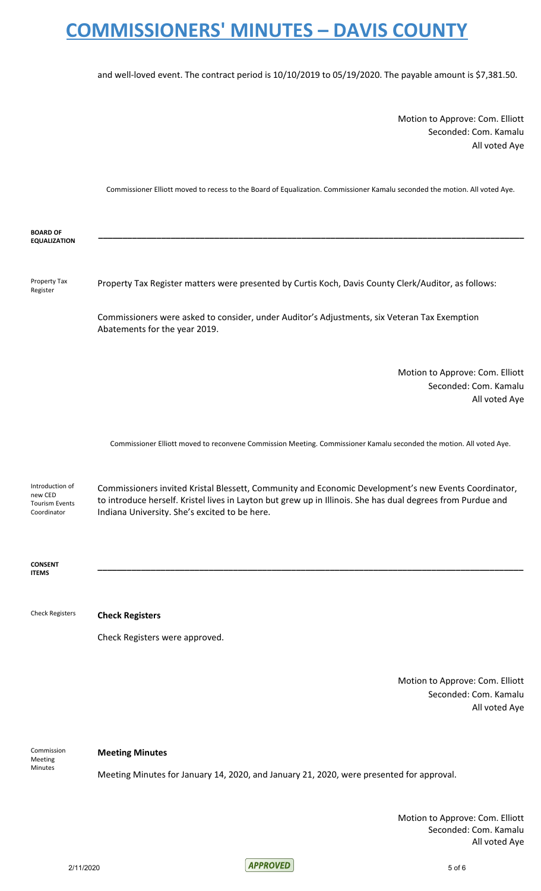and well-loved event. The contract period is 10/10/2019 to 05/19/2020. The payable amount is $7,381.50.

Motion to Approve: Com. Elliott
Seconded: Com. Kamalu
All voted Aye

Commissioner Elliott moved to recess to the Board of Equalization. Commissioner Kamalu seconded the motion. All voted Aye.

## BOARD OF EQUALIZATION

**Property Tax Register**

Property Tax Register matters were presented by Curtis Koch, Davis County Clerk/Auditor, as follows:

Commissioners were asked to consider, under Auditor's Adjustments, six Veteran Tax Exemption Abatements for the year 2019.

Motion to Approve: Com. Elliott
Seconded: Com. Kamalu
All voted Aye

Commissioner Elliott moved to reconvene Commission Meeting. Commissioner Kamalu seconded the motion. All voted Aye.

**Introduction of new CED Tourism Events Coordinator**

Commissioners invited Kristal Blessett, Community and Economic Development's new Events Coordinator, to introduce herself. Kristel lives in Layton but grew up in Illinois. She has dual degrees from Purdue and Indiana University. She's excited to be here.

## CONSENT ITEMS

**Check Registers**

**Check Registers**

Check Registers were approved.

Motion to Approve: Com. Elliott
Seconded: Com. Kamalu
All voted Aye

**Commission Meeting Minutes**

**Meeting Minutes**

Meeting Minutes for January 14, 2020, and January 21, 2020, were presented for approval.

Motion to Approve: Com. Elliott
Seconded: Com. Kamalu
All voted Aye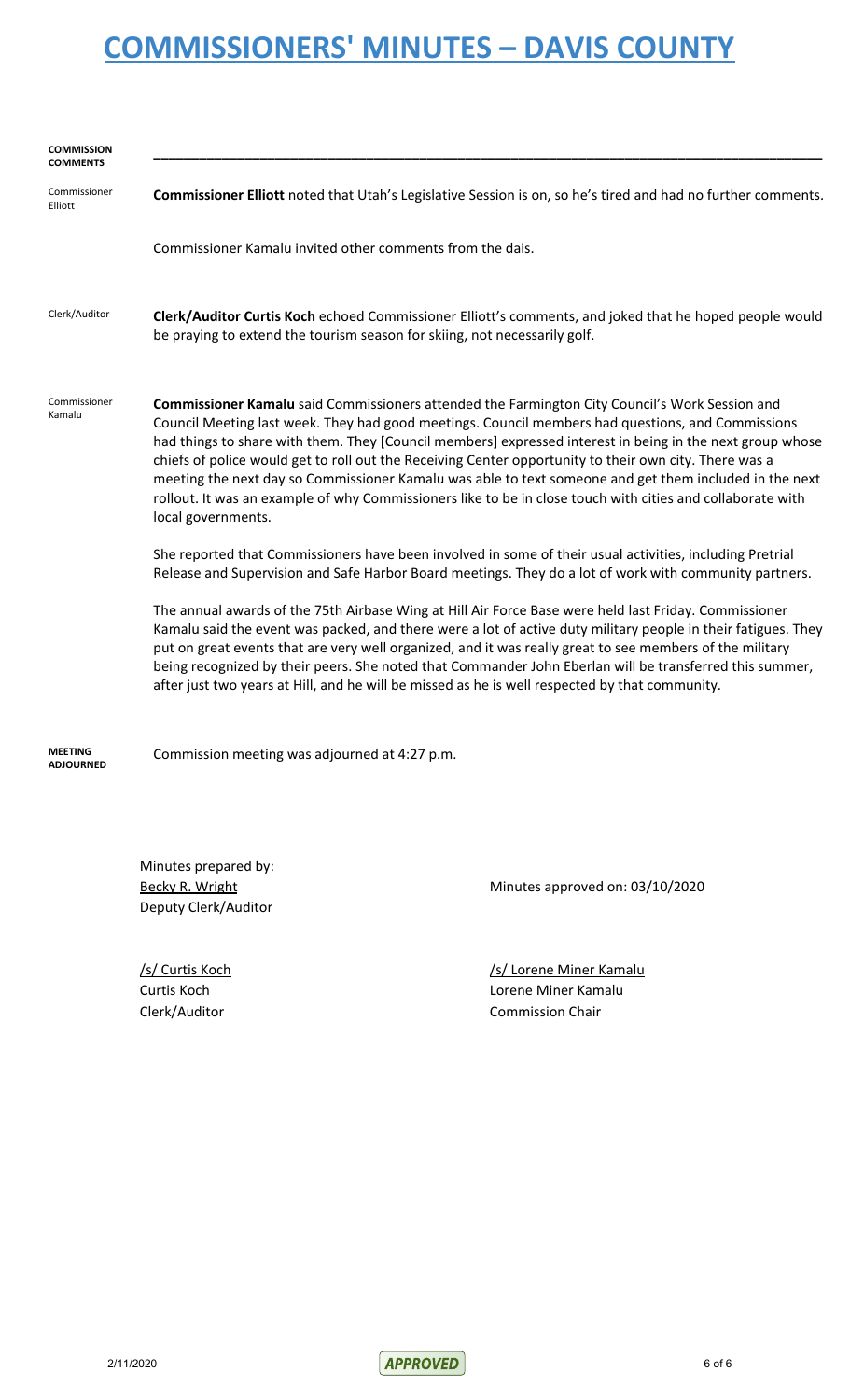# COMMISSIONERS' MINUTES – DAVIS COUNTY

**COMMISSION COMMENTS**

Commissioner Elliott

**Commissioner Elliott** noted that Utah's Legislative Session is on, so he's tired and had no further comments.

Commissioner Kamalu invited other comments from the dais.

Clerk/Auditor

**Clerk/Auditor Curtis Koch** echoed Commissioner Elliott's comments, and joked that he hoped people would be praying to extend the tourism season for skiing, not necessarily golf.

Commissioner Kamalu

**Commissioner Kamalu** said Commissioners attended the Farmington City Council's Work Session and Council Meeting last week. They had good meetings. Council members had questions, and Commissions had things to share with them. They [Council members] expressed interest in being in the next group whose chiefs of police would get to roll out the Receiving Center opportunity to their own city. There was a meeting the next day so Commissioner Kamalu was able to text someone and get them included in the next rollout. It was an example of why Commissioners like to be in close touch with cities and collaborate with local governments.

She reported that Commissioners have been involved in some of their usual activities, including Pretrial Release and Supervision and Safe Harbor Board meetings. They do a lot of work with community partners.

The annual awards of the 75th Airbase Wing at Hill Air Force Base were held last Friday. Commissioner Kamalu said the event was packed, and there were a lot of active duty military people in their fatigues. They put on great events that are very well organized, and it was really great to see members of the military being recognized by their peers. She noted that Commander John Eberlan will be transferred this summer, after just two years at Hill, and he will be missed as he is well respected by that community.

**MEETING ADJOURNED**

Commission meeting was adjourned at 4:27 p.m.

Minutes prepared by:
Becky R. Wright
Deputy Clerk/Auditor

Minutes approved on: 03/10/2020

/s/ Curtis Koch
Curtis Koch
Clerk/Auditor

/s/ Lorene Miner Kamalu
Lorene Miner Kamalu
Commission Chair

2/11/2020 APPROVED